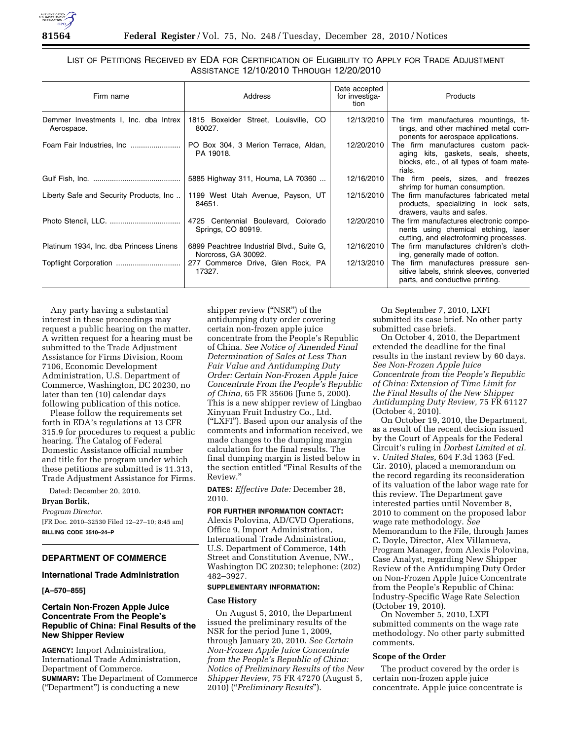## LIST OF PETITIONS RECEIVED BY EDA FOR CERTIFICATION OF ELIGIBILITY TO APPLY FOR TRADE ADJUSTMENT ASSISTANCE 12/10/2010 THROUGH 12/20/2010

| Firm name | Address | Date accepted for investigation | Products |
|---|---|---|---|
| Demmer Investments I, Inc. dba Intrex Aerospace. | 1815 Boxelder Street, Louisville, CO 80027. | 12/13/2010 | The firm manufactures mountings, fittings, and other machined metal components for aerospace applications. |
| Foam Fair Industries, Inc | PO Box 304, 3 Merion Terrace, Aldan, PA 19018. | 12/20/2010 | The firm manufactures custom packaging kits, gaskets, seals, sheets, blocks, etc., of all types of foam materials. |
| Gulf Fish, Inc. | 5885 Highway 311, Houma, LA 70360 ... | 12/16/2010 | The firm peels, sizes, and freezes shrimp for human consumption. |
| Liberty Safe and Security Products, Inc .. | 1199 West Utah Avenue, Payson, UT 84651. | 12/15/2010 | The firm manufactures fabricated metal products, specializing in lock sets, drawers, vaults and safes. |
| Photo Stencil, LLC. | 4725 Centennial Boulevard, Colorado Springs, CO 80919. | 12/20/2010 | The firm manufactures electronic components using chemical etching, laser cutting, and electroforming processes. |
| Platinum 1934, Inc. dba Princess Linens | 6899 Peachtree Industrial Blvd., Suite G, Norcross, GA 30092. | 12/16/2010 | The firm manufactures children's clothing, generally made of cotton. |
| Topflight Corporation | 277 Commerce Drive, Glen Rock, PA 17327. | 12/13/2010 | The firm manufactures pressure sensitive labels, shrink sleeves, converted parts, and conductive printing. |

Any party having a substantial interest in these proceedings may request a public hearing on the matter. A written request for a hearing must be submitted to the Trade Adjustment Assistance for Firms Division, Room 7106, Economic Development Administration, U.S. Department of Commerce, Washington, DC 20230, no later than ten (10) calendar days following publication of this notice.

Please follow the requirements set forth in EDA's regulations at 13 CFR 315.9 for procedures to request a public hearing. The Catalog of Federal Domestic Assistance official number and title for the program under which these petitions are submitted is 11.313, Trade Adjustment Assistance for Firms.

Dated: December 20, 2010.

**Bryan Borlik,**

*Program Director.*

[FR Doc. 2010–32530 Filed 12–27–10; 8:45 am]

**BILLING CODE 3510–24–P**

---

## DEPARTMENT OF COMMERCE

### International Trade Administration

**[A–570–855]**

### Certain Non-Frozen Apple Juice Concentrate From the People's Republic of China: Final Results of the New Shipper Review

**AGENCY:** Import Administration, International Trade Administration, Department of Commerce.

**SUMMARY:** The Department of Commerce ("Department") is conducting a new shipper review ("NSR") of the antidumping duty order covering certain non-frozen apple juice concentrate from the People's Republic of China. *See Notice of Amended Final Determination of Sales at Less Than Fair Value and Antidumping Duty Order: Certain Non-Frozen Apple Juice Concentrate From the People's Republic of China,* 65 FR 35606 (June 5, 2000). This is a new shipper review of Lingbao Xinyuan Fruit Industry Co., Ltd. ("LXFI"). Based upon our analysis of the comments and information received, we made changes to the dumping margin calculation for the final results. The final dumping margin is listed below in the section entitled "Final Results of the Review."

**DATES:** *Effective Date:* December 28, 2010.

**FOR FURTHER INFORMATION CONTACT:** Alexis Polovina, AD/CVD Operations, Office 9, Import Administration, International Trade Administration, U.S. Department of Commerce, 14th Street and Constitution Avenue, NW., Washington DC 20230; telephone: (202) 482–3927.

**SUPPLEMENTARY INFORMATION:**

#### Case History

On August 5, 2010, the Department issued the preliminary results of the NSR for the period June 1, 2009, through January 20, 2010. *See Certain Non-Frozen Apple Juice Concentrate from the People's Republic of China: Notice of Preliminary Results of the New Shipper Review,* 75 FR 47270 (August 5, 2010) ("*Preliminary Results*").

On September 7, 2010, LXFI submitted its case brief. No other party submitted case briefs.

On October 4, 2010, the Department extended the deadline for the final results in the instant review by 60 days. *See Non-Frozen Apple Juice Concentrate from the People's Republic of China: Extension of Time Limit for the Final Results of the New Shipper Antidumping Duty Review,* 75 FR 61127 (October 4, 2010).

On October 19, 2010, the Department, as a result of the recent decision issued by the Court of Appeals for the Federal Circuit's ruling in *Dorbest Limited et al.* v. *United States,* 604 F.3d 1363 (Fed. Cir. 2010), placed a memorandum on the record regarding its reconsideration of its valuation of the labor wage rate for this review. The Department gave interested parties until November 8, 2010 to comment on the proposed labor wage rate methodology. *See* Memorandum to the File, through James C. Doyle, Director, Alex Villanueva, Program Manager, from Alexis Polovina, Case Analyst, regarding New Shipper Review of the Antidumping Duty Order on Non-Frozen Apple Juice Concentrate from the People's Republic of China: Industry-Specific Wage Rate Selection (October 19, 2010).

On November 5, 2010, LXFI submitted comments on the wage rate methodology. No other party submitted comments.

#### Scope of the Order

The product covered by the order is certain non-frozen apple juice concentrate. Apple juice concentrate is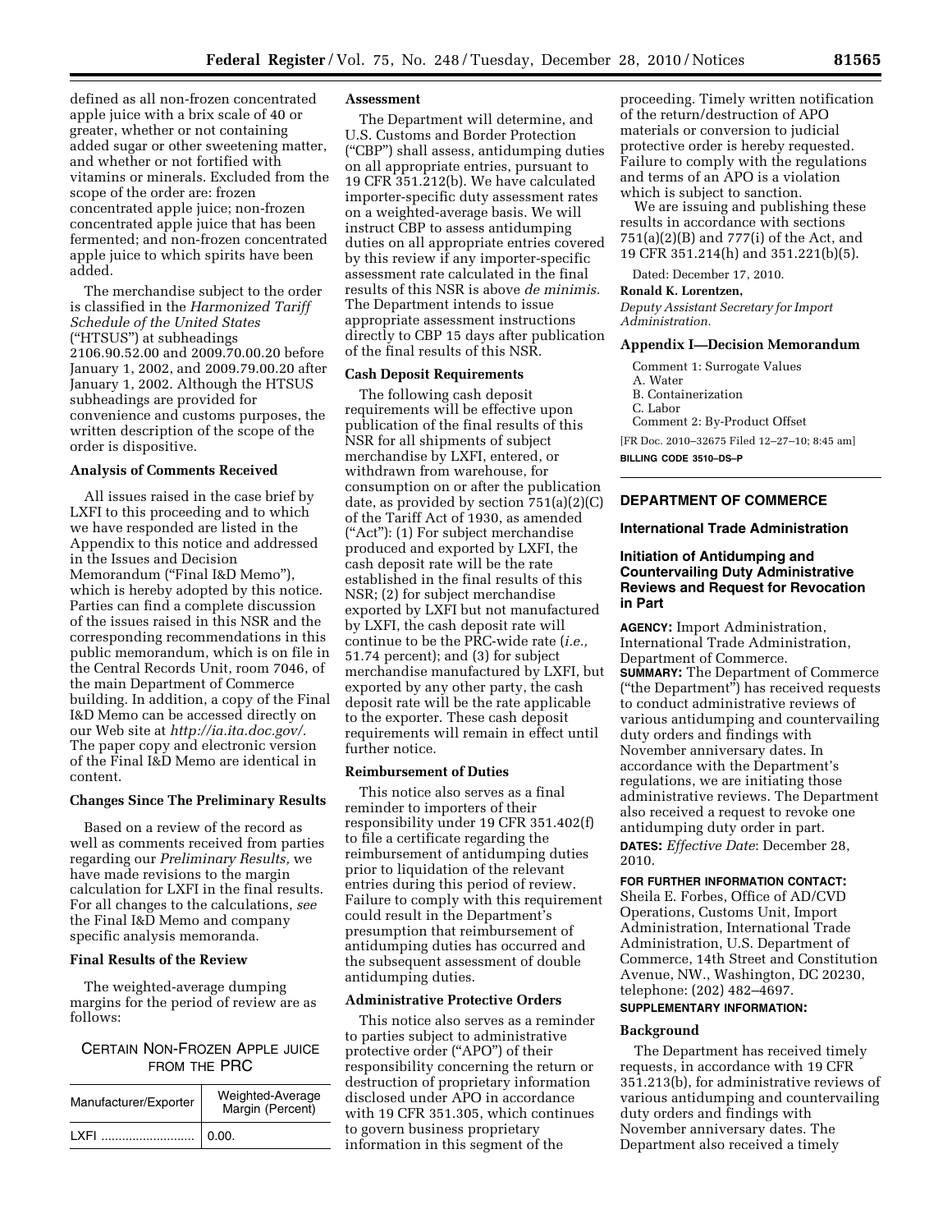defined as all non-frozen concentrated apple juice with a brix scale of 40 or greater, whether or not containing added sugar or other sweetening matter, and whether or not fortified with vitamins or minerals. Excluded from the scope of the order are: frozen concentrated apple juice; non-frozen concentrated apple juice that has been fermented; and non-frozen concentrated apple juice to which spirits have been added.

The merchandise subject to the order is classified in the *Harmonized Tariff Schedule of the United States* ("HTSUS") at subheadings 2106.90.52.00 and 2009.70.00.20 before January 1, 2002, and 2009.79.00.20 after January 1, 2002. Although the HTSUS subheadings are provided for convenience and customs purposes, the written description of the scope of the order is dispositive.

**Analysis of Comments Received**

All issues raised in the case brief by LXFI to this proceeding and to which we have responded are listed in the Appendix to this notice and addressed in the Issues and Decision Memorandum ("Final I&D Memo"), which is hereby adopted by this notice. Parties can find a complete discussion of the issues raised in this NSR and the corresponding recommendations in this public memorandum, which is on file in the Central Records Unit, room 7046, of the main Department of Commerce building. In addition, a copy of the Final I&D Memo can be accessed directly on our Web site at *http://ia.ita.doc.gov/*. The paper copy and electronic version of the Final I&D Memo are identical in content.

**Changes Since The Preliminary Results**

Based on a review of the record as well as comments received from parties regarding our *Preliminary Results,* we have made revisions to the margin calculation for LXFI in the final results. For all changes to the calculations, *see* the Final I&D Memo and company specific analysis memoranda.

**Final Results of the Review**

The weighted-average dumping margins for the period of review are as follows:

CERTAIN NON-FROZEN APPLE JUICE FROM THE PRC

| Manufacturer/Exporter | Weighted-Average Margin (Percent) |
|---|---|
| LXFI | 0.00. |

**Assessment**

The Department will determine, and U.S. Customs and Border Protection ("CBP") shall assess, antidumping duties on all appropriate entries, pursuant to 19 CFR 351.212(b). We have calculated importer-specific duty assessment rates on a weighted-average basis. We will instruct CBP to assess antidumping duties on all appropriate entries covered by this review if any importer-specific assessment rate calculated in the final results of this NSR is above *de minimis.* The Department intends to issue appropriate assessment instructions directly to CBP 15 days after publication of the final results of this NSR.

**Cash Deposit Requirements**

The following cash deposit requirements will be effective upon publication of the final results of this NSR for all shipments of subject merchandise by LXFI, entered, or withdrawn from warehouse, for consumption on or after the publication date, as provided by section 751(a)(2)(C) of the Tariff Act of 1930, as amended ("Act"): (1) For subject merchandise produced and exported by LXFI, the cash deposit rate will be the rate established in the final results of this NSR; (2) for subject merchandise exported by LXFI but not manufactured by LXFI, the cash deposit rate will continue to be the PRC-wide rate (*i.e.,* 51.74 percent); and (3) for subject merchandise manufactured by LXFI, but exported by any other party, the cash deposit rate will be the rate applicable to the exporter. These cash deposit requirements will remain in effect until further notice.

**Reimbursement of Duties**

This notice also serves as a final reminder to importers of their responsibility under 19 CFR 351.402(f) to file a certificate regarding the reimbursement of antidumping duties prior to liquidation of the relevant entries during this period of review. Failure to comply with this requirement could result in the Department's presumption that reimbursement of antidumping duties has occurred and the subsequent assessment of double antidumping duties.

**Administrative Protective Orders**

This notice also serves as a reminder to parties subject to administrative protective order ("APO") of their responsibility concerning the return or destruction of proprietary information disclosed under APO in accordance with 19 CFR 351.305, which continues to govern business proprietary information in this segment of the proceeding. Timely written notification of the return/destruction of APO materials or conversion to judicial protective order is hereby requested. Failure to comply with the regulations and terms of an APO is a violation which is subject to sanction.

We are issuing and publishing these results in accordance with sections 751(a)(2)(B) and 777(i) of the Act, and 19 CFR 351.214(h) and 351.221(b)(5).

Dated: December 17, 2010.

**Ronald K. Lorentzen,**

*Deputy Assistant Secretary for Import Administration.*

**Appendix I—Decision Memorandum**

Comment 1: Surrogate Values
A. Water
B. Containerization
C. Labor
Comment 2: By-Product Offset

[FR Doc. 2010–32675 Filed 12–27–10; 8:45 am]

**BILLING CODE 3510–DS–P**

---

**DEPARTMENT OF COMMERCE**

**International Trade Administration**

## Initiation of Antidumping and Countervailing Duty Administrative Reviews and Request for Revocation in Part

**AGENCY:** Import Administration, International Trade Administration, Department of Commerce.

**SUMMARY:** The Department of Commerce ("the Department") has received requests to conduct administrative reviews of various antidumping and countervailing duty orders and findings with November anniversary dates. In accordance with the Department's regulations, we are initiating those administrative reviews. The Department also received a request to revoke one antidumping duty order in part.

**DATES:** *Effective Date*: December 28, 2010.

**FOR FURTHER INFORMATION CONTACT:** Sheila E. Forbes, Office of AD/CVD Operations, Customs Unit, Import Administration, International Trade Administration, U.S. Department of Commerce, 14th Street and Constitution Avenue, NW., Washington, DC 20230, telephone: (202) 482–4697.

**SUPPLEMENTARY INFORMATION:**

**Background**

The Department has received timely requests, in accordance with 19 CFR 351.213(b), for administrative reviews of various antidumping and countervailing duty orders and findings with November anniversary dates. The Department also received a timely